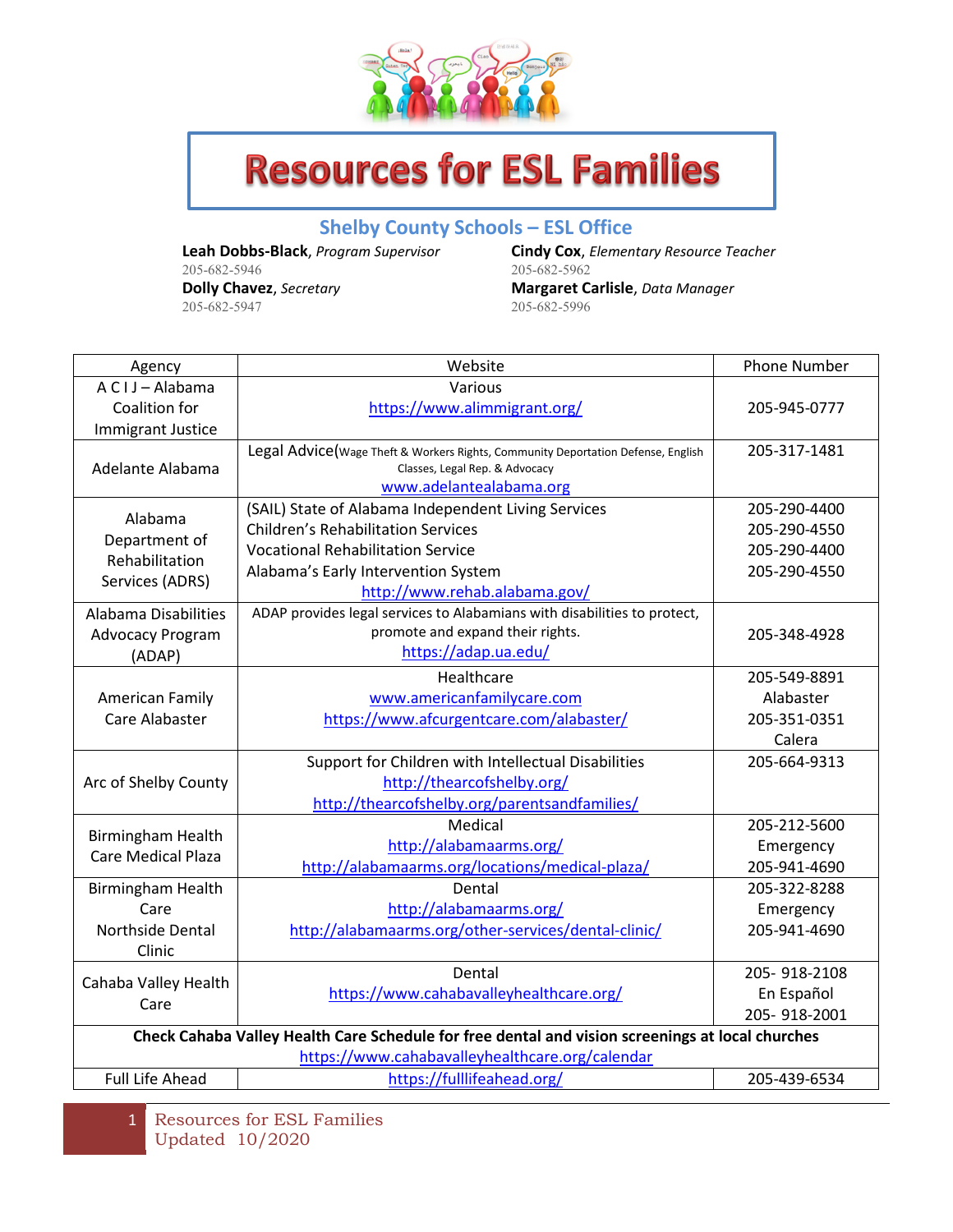# Resources for ESL Families

## Shelby County Schools – ESL Office

**Leah Dobbs-Black**, *Program Supervisor*
205-682-5946

**Dolly Chavez**, *Secretary*
205-682-5947

**Cindy Cox**, *Elementary Resource Teacher*
205-682-5962

**Margaret Carlisle**, *Data Manager*
205-682-5996

| Agency | Website | Phone Number |
|---|---|---|
| A C I J – Alabama Coalition for Immigrant Justice | Various<br>https://www.alimmigrant.org/ | 205-945-0777 |
| Adelante Alabama | Legal Advice(Wage Theft & Workers Rights, Community Deportation Defense, English Classes, Legal Rep. & Advocacy<br>www.adelantealabama.org | 205-317-1481 |
| Alabama Department of Rehabilitation Services (ADRS) | (SAIL) State of Alabama Independent Living Services<br>Children's Rehabilitation Services<br>Vocational Rehabilitation Service<br>Alabama's Early Intervention System<br>http://www.rehab.alabama.gov/ | 205-290-4400<br>205-290-4550<br>205-290-4400<br>205-290-4550 |
| Alabama Disabilities Advocacy Program (ADAP) | ADAP provides legal services to Alabamians with disabilities to protect, promote and expand their rights.<br>https://adap.ua.edu/ | 205-348-4928 |
| American Family Care Alabaster | Healthcare<br>www.americanfamilycare.com<br>https://www.afcurgentcare.com/alabaster/ | 205-549-8891<br>Alabaster<br>205-351-0351<br>Calera |
| Arc of Shelby County | Support for Children with Intellectual Disabilities<br>http://thearcofshelby.org/<br>http://thearcofshelby.org/parentsandfamilies/ | 205-664-9313 |
| Birmingham Health Care Medical Plaza | Medical<br>http://alabamaarms.org/<br>http://alabamaarms.org/locations/medical-plaza/ | 205-212-5600<br>Emergency<br>205-941-4690 |
| Birmingham Health Care Northside Dental Clinic | Dental<br>http://alabamaarms.org/<br>http://alabamaarms.org/other-services/dental-clinic/ | 205-322-8288<br>Emergency<br>205-941-4690 |
| Cahaba Valley Health Care | Dental<br>https://www.cahabavalleyhealthcare.org/ | 205- 918-2108<br>En Español<br>205- 918-2001 |
| **Check Cahaba Valley Health Care Schedule for free dental and vision screenings at local churches**<br>https://www.cahabavalleyhealthcare.org/calendar | | |
| Full Life Ahead | https://fulllifeahead.org/ | 205-439-6534 |

Resources for ESL Families
Updated 10/2020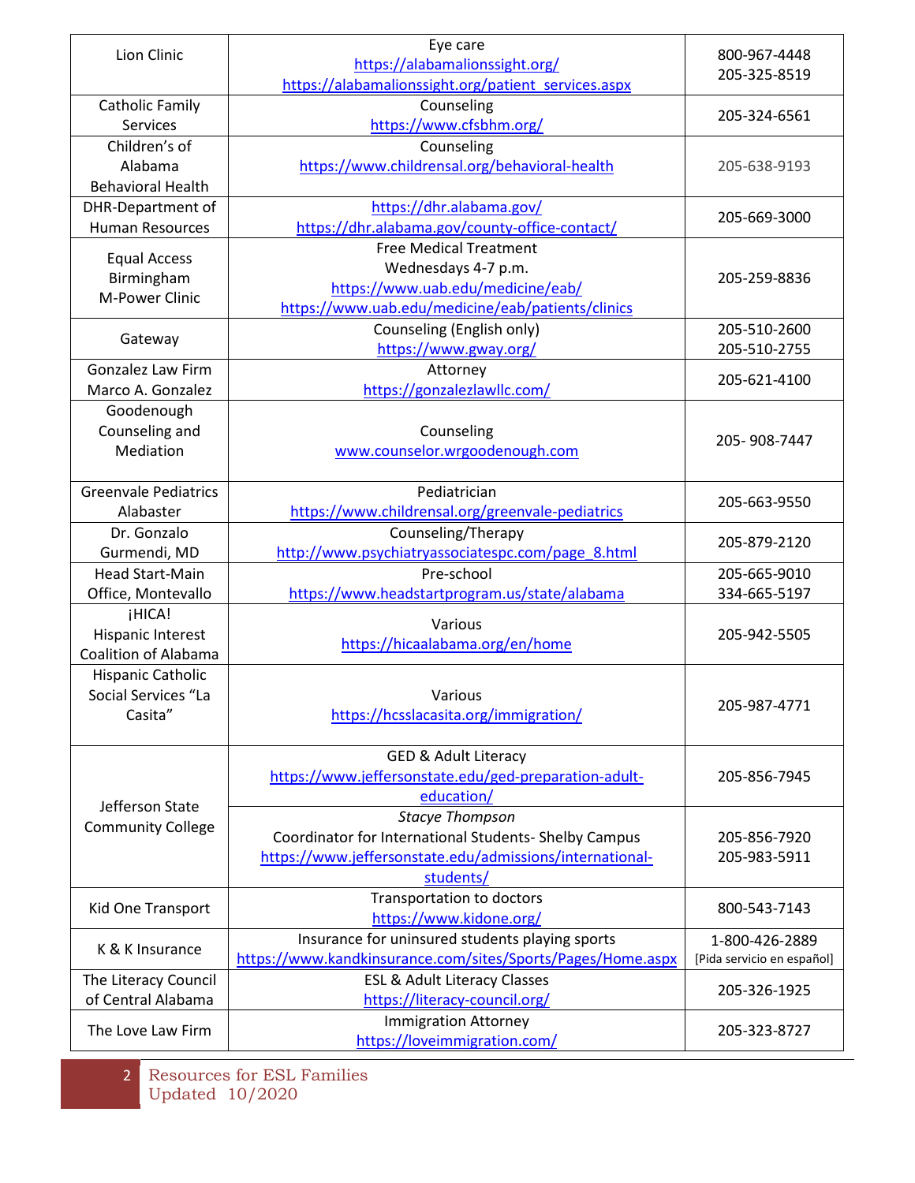| | | |
|---|---|---|
| Lion Clinic | Eye care<br>https://alabamalionssight.org/<br>https://alabamalionssight.org/patient_services.aspx | 800-967-4448<br>205-325-8519 |
| Catholic Family Services | Counseling<br>https://www.cfsbhm.org/ | 205-324-6561 |
| Children's of Alabama Behavioral Health | Counseling<br>https://www.childrensal.org/behavioral-health | 205-638-9193 |
| DHR-Department of Human Resources | https://dhr.alabama.gov/<br>https://dhr.alabama.gov/county-office-contact/ | 205-669-3000 |
| Equal Access Birmingham M-Power Clinic | Free Medical Treatment<br>Wednesdays 4-7 p.m.<br>https://www.uab.edu/medicine/eab/<br>https://www.uab.edu/medicine/eab/patients/clinics | 205-259-8836 |
| Gateway | Counseling (English only)<br>https://www.gway.org/ | 205-510-2600<br>205-510-2755 |
| Gonzalez Law Firm Marco A. Gonzalez | Attorney<br>https://gonzalezlawllc.com/ | 205-621-4100 |
| Goodenough Counseling and Mediation | Counseling<br>www.counselor.wrgoodenough.com | 205- 908-7447 |
| Greenvale Pediatrics Alabaster | Pediatrician<br>https://www.childrensal.org/greenvale-pediatrics | 205-663-9550 |
| Dr. Gonzalo Gurmendi, MD | Counseling/Therapy<br>http://www.psychiatryassociatespc.com/page_8.html | 205-879-2120 |
| Head Start-Main Office, Montevallo | Pre-school<br>https://www.headstartprogram.us/state/alabama | 205-665-9010<br>334-665-5197 |
| ¡HICA! Hispanic Interest Coalition of Alabama | Various<br>https://hicaalabama.org/en/home | 205-942-5505 |
| Hispanic Catholic Social Services "La Casita" | Various<br>https://hcsslacasita.org/immigration/ | 205-987-4771 |
| Jefferson State Community College | GED & Adult Literacy<br>https://www.jeffersonstate.edu/ged-preparation-adult-education/ | 205-856-7945 |
| | *Stacye Thompson*<br>Coordinator for International Students- Shelby Campus<br>https://www.jeffersonstate.edu/admissions/international-students/ | 205-856-7920<br>205-983-5911 |
| Kid One Transport | Transportation to doctors<br>https://www.kidone.org/ | 800-543-7143 |
| K & K Insurance | Insurance for uninsured students playing sports<br>https://www.kandkinsurance.com/sites/Sports/Pages/Home.aspx | 1-800-426-2889<br>[Pida servicio en español] |
| The Literacy Council of Central Alabama | ESL & Adult Literacy Classes<br>https://literacy-council.org/ | 205-326-1925 |
| The Love Law Firm | Immigration Attorney<br>https://loveimmigration.com/ | 205-323-8727 |

Resources for ESL Families
Updated 10/2020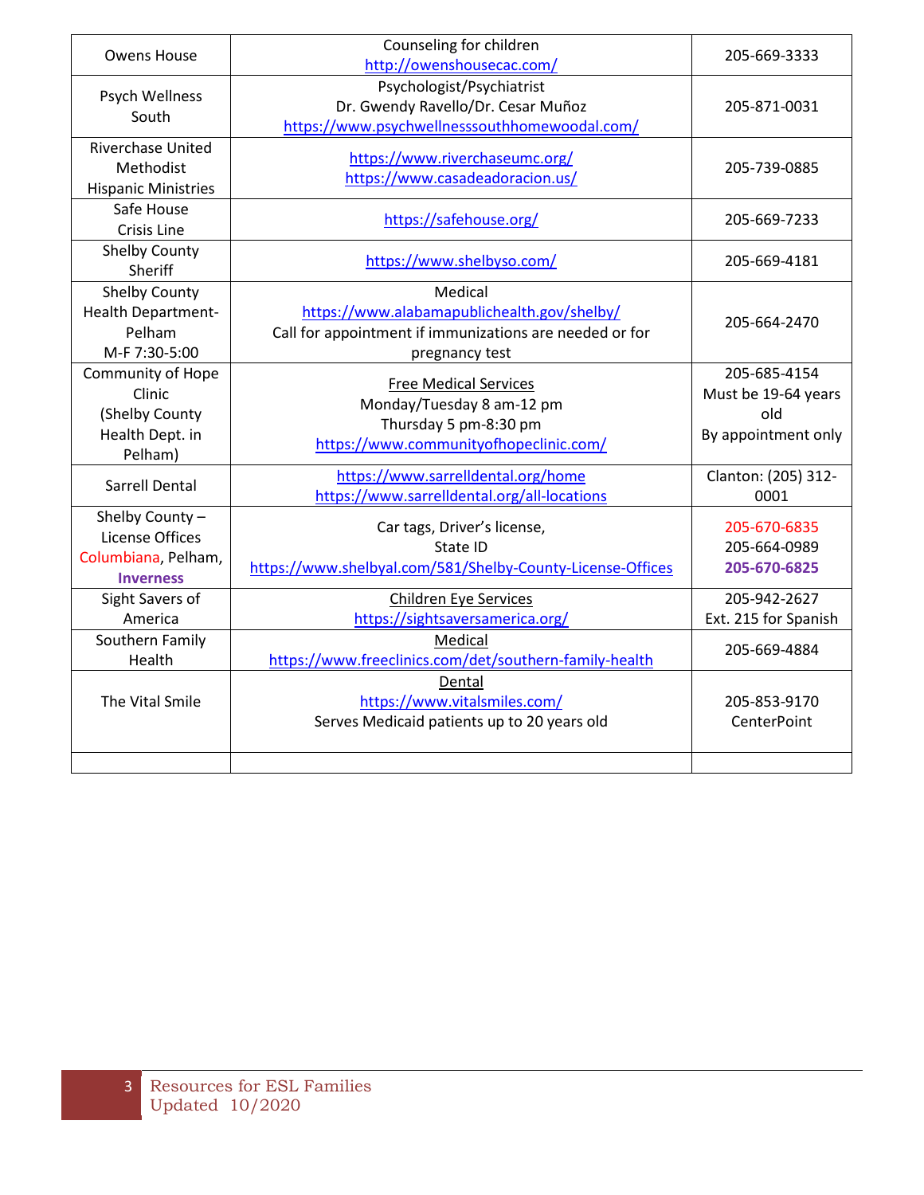| | | |
|---|---|---|
| Owens House | Counseling for children http://owenshousecac.com/ | 205-669-3333 |
| Psych Wellness South | Psychologist/Psychiatrist Dr. Gwendy Ravello/Dr. Cesar Muñoz https://www.psychwellnesssouthhomewoodal.com/ | 205-871-0031 |
| Riverchase United Methodist Hispanic Ministries | https://www.riverchaseumc.org/ https://www.casadeadoracion.us/ | 205-739-0885 |
| Safe House Crisis Line | https://safehouse.org/ | 205-669-7233 |
| Shelby County Sheriff | https://www.shelbyso.com/ | 205-669-4181 |
| Shelby County Health Department- Pelham M-F 7:30-5:00 | Medical https://www.alabamapublichealth.gov/shelby/ Call for appointment if immunizations are needed or for pregnancy test | 205-664-2470 |
| Community of Hope Clinic (Shelby County Health Dept. in Pelham) | Free Medical Services Monday/Tuesday 8 am-12 pm Thursday 5 pm-8:30 pm https://www.communityofhopeclinic.com/ | 205-685-4154 Must be 19-64 years old By appointment only |
| Sarrell Dental | https://www.sarrelldental.org/home https://www.sarrelldental.org/all-locations | Clanton: (205) 312-0001 |
| Shelby County – License Offices Columbiana, Pelham, **Inverness** | Car tags, Driver's license, State ID https://www.shelbyal.com/581/Shelby-County-License-Offices | 205-670-6835 205-664-0989 **205-670-6825** |
| Sight Savers of America | Children Eye Services https://sightsaversamerica.org/ | 205-942-2627 Ext. 215 for Spanish |
| Southern Family Health | Medical https://www.freeclinics.com/det/southern-family-health | 205-669-4884 |
| The Vital Smile | Dental https://www.vitalsmiles.com/ Serves Medicaid patients up to 20 years old | 205-853-9170 CenterPoint |
| | | |

Resources for ESL Families
Updated 10/2020